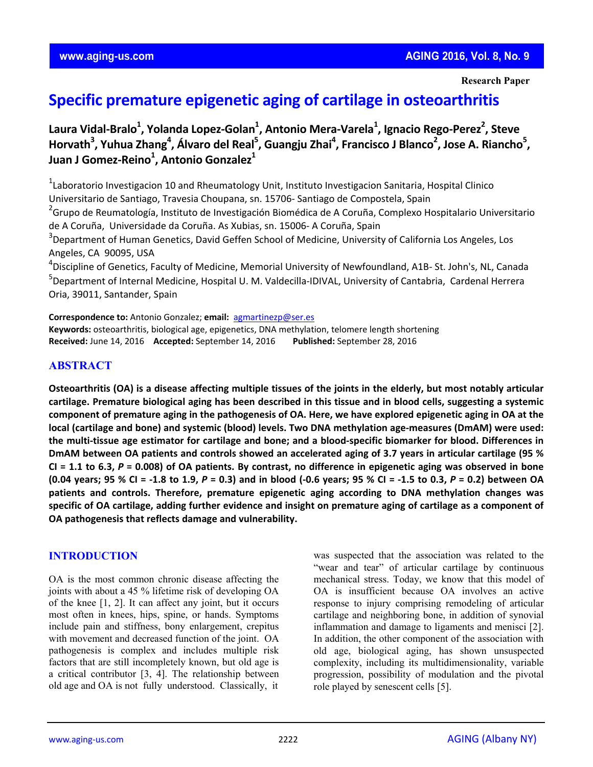Research Paper

# Specific premature epigenetic aging of cartilage in osteoarthritis

**Laura Vidal-Bralo[1], Yolanda Lopez-Golan[1], Antonio Mera-Varela[1], Ignacio Rego-Perez[2], Steve Horvath[3], Yuhua Zhang[4], Álvaro del Real[5], Guangju Zhai[4], Francisco J Blanco[2], Jose A. Riancho[5], Juan J Gomez-Reino[1], Antonio Gonzalez[1]**

[1]Laboratorio Investigacion 10 and Rheumatology Unit, Instituto Investigacion Sanitaria, Hospital Clinico Universitario de Santiago, Travesia Choupana, sn. 15706- Santiago de Compostela, Spain
[2]Grupo de Reumatología, Instituto de Investigación Biomédica de A Coruña, Complexo Hospitalario Universitario de A Coruña, Universidade da Coruña. As Xubias, sn. 15006- A Coruña, Spain
[3]Department of Human Genetics, David Geffen School of Medicine, University of California Los Angeles, Los Angeles, CA 90095, USA
[4]Discipline of Genetics, Faculty of Medicine, Memorial University of Newfoundland, A1B- St. John's, NL, Canada
[5]Department of Internal Medicine, Hospital U. M. Valdecilla-IDIVAL, University of Cantabria, Cardenal Herrera Oria, 39011, Santander, Spain

**Correspondence to:** Antonio Gonzalez; **email:** agmartinezp@ser.es
**Keywords:** osteoarthritis, biological age, epigenetics, DNA methylation, telomere length shortening
**Received:** June 14, 2016 **Accepted:** September 14, 2016 **Published:** September 28, 2016

## ABSTRACT

**Osteoarthritis (OA) is a disease affecting multiple tissues of the joints in the elderly, but most notably articular cartilage. Premature biological aging has been described in this tissue and in blood cells, suggesting a systemic component of premature aging in the pathogenesis of OA. Here, we have explored epigenetic aging in OA at the local (cartilage and bone) and systemic (blood) levels. Two DNA methylation age-measures (DmAM) were used: the multi-tissue age estimator for cartilage and bone; and a blood-specific biomarker for blood. Differences in DmAM between OA patients and controls showed an accelerated aging of 3.7 years in articular cartilage (95 % CI = 1.1 to 6.3, *P* = 0.008) of OA patients. By contrast, no difference in epigenetic aging was observed in bone (0.04 years; 95 % CI = -1.8 to 1.9, *P* = 0.3) and in blood (-0.6 years; 95 % CI = -1.5 to 0.3, *P* = 0.2) between OA patients and controls. Therefore, premature epigenetic aging according to DNA methylation changes was specific of OA cartilage, adding further evidence and insight on premature aging of cartilage as a component of OA pathogenesis that reflects damage and vulnerability.**

## INTRODUCTION

OA is the most common chronic disease affecting the joints with about a 45 % lifetime risk of developing OA of the knee [1, 2]. It can affect any joint, but it occurs most often in knees, hips, spine, or hands. Symptoms include pain and stiffness, bony enlargement, crepitus with movement and decreased function of the joint. OA pathogenesis is complex and includes multiple risk factors that are still incompletely known, but old age is a critical contributor [3, 4]. The relationship between old age and OA is not fully understood. Classically, it was suspected that the association was related to the "wear and tear" of articular cartilage by continuous mechanical stress. Today, we know that this model of OA is insufficient because OA involves an active response to injury comprising remodeling of articular cartilage and neighboring bone, in addition of synovial inflammation and damage to ligaments and menisci [2]. In addition, the other component of the association with old age, biological aging, has shown unsuspected complexity, including its multidimensionality, variable progression, possibility of modulation and the pivotal role played by senescent cells [5].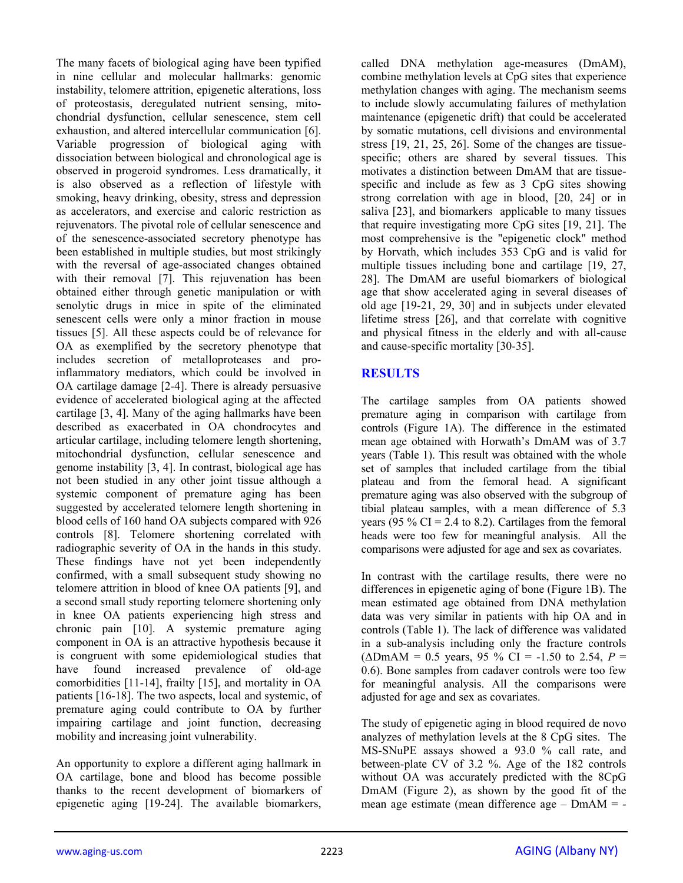The many facets of biological aging have been typified in nine cellular and molecular hallmarks: genomic instability, telomere attrition, epigenetic alterations, loss of proteostasis, deregulated nutrient sensing, mitochondrial dysfunction, cellular senescence, stem cell exhaustion, and altered intercellular communication [6]. Variable progression of biological aging with dissociation between biological and chronological age is observed in progeroid syndromes. Less dramatically, it is also observed as a reflection of lifestyle with smoking, heavy drinking, obesity, stress and depression as accelerators, and exercise and caloric restriction as rejuvenators. The pivotal role of cellular senescence and of the senescence-associated secretory phenotype has been established in multiple studies, but most strikingly with the reversal of age-associated changes obtained with their removal [7]. This rejuvenation has been obtained either through genetic manipulation or with senolytic drugs in mice in spite of the eliminated senescent cells were only a minor fraction in mouse tissues [5]. All these aspects could be of relevance for OA as exemplified by the secretory phenotype that includes secretion of metalloproteases and pro-inflammatory mediators, which could be involved in OA cartilage damage [2-4]. There is already persuasive evidence of accelerated biological aging at the affected cartilage [3, 4]. Many of the aging hallmarks have been described as exacerbated in OA chondrocytes and articular cartilage, including telomere length shortening, mitochondrial dysfunction, cellular senescence and genome instability [3, 4]. In contrast, biological age has not been studied in any other joint tissue although a systemic component of premature aging has been suggested by accelerated telomere length shortening in blood cells of 160 hand OA subjects compared with 926 controls [8]. Telomere shortening correlated with radiographic severity of OA in the hands in this study. These findings have not yet been independently confirmed, with a small subsequent study showing no telomere attrition in blood of knee OA patients [9], and a second small study reporting telomere shortening only in knee OA patients experiencing high stress and chronic pain [10]. A systemic premature aging component in OA is an attractive hypothesis because it is congruent with some epidemiological studies that have found increased prevalence of old-age comorbidities [11-14], frailty [15], and mortality in OA patients [16-18]. The two aspects, local and systemic, of premature aging could contribute to OA by further impairing cartilage and joint function, decreasing mobility and increasing joint vulnerability.

An opportunity to explore a different aging hallmark in OA cartilage, bone and blood has become possible thanks to the recent development of biomarkers of epigenetic aging [19-24]. The available biomarkers, called DNA methylation age-measures (DmAM), combine methylation levels at CpG sites that experience methylation changes with aging. The mechanism seems to include slowly accumulating failures of methylation maintenance (epigenetic drift) that could be accelerated by somatic mutations, cell divisions and environmental stress [19, 21, 25, 26]. Some of the changes are tissue-specific; others are shared by several tissues. This motivates a distinction between DmAM that are tissue-specific and include as few as 3 CpG sites showing strong correlation with age in blood, [20, 24] or in saliva [23], and biomarkers applicable to many tissues that require investigating more CpG sites [19, 21]. The most comprehensive is the "epigenetic clock" method by Horvath, which includes 353 CpG and is valid for multiple tissues including bone and cartilage [19, 27, 28]. The DmAM are useful biomarkers of biological age that show accelerated aging in several diseases of old age [19-21, 29, 30] and in subjects under elevated lifetime stress [26], and that correlate with cognitive and physical fitness in the elderly and with all-cause and cause-specific mortality [30-35].

## RESULTS

The cartilage samples from OA patients showed premature aging in comparison with cartilage from controls (Figure 1A). The difference in the estimated mean age obtained with Horwath's DmAM was of 3.7 years (Table 1). This result was obtained with the whole set of samples that included cartilage from the tibial plateau and from the femoral head. A significant premature aging was also observed with the subgroup of tibial plateau samples, with a mean difference of 5.3 years (95 % CI = 2.4 to 8.2). Cartilages from the femoral heads were too few for meaningful analysis. All the comparisons were adjusted for age and sex as covariates.

In contrast with the cartilage results, there were no differences in epigenetic aging of bone (Figure 1B). The mean estimated age obtained from DNA methylation data was very similar in patients with hip OA and in controls (Table 1). The lack of difference was validated in a sub-analysis including only the fracture controls ($\Delta$DmAM = 0.5 years, 95 % CI = -1.50 to 2.54, $P$ = 0.6). Bone samples from cadaver controls were too few for meaningful analysis. All the comparisons were adjusted for age and sex as covariates.

The study of epigenetic aging in blood required de novo analyzes of methylation levels at the 8 CpG sites. The MS-SNuPE assays showed a 93.0 % call rate, and between-plate CV of 3.2 %. Age of the 182 controls without OA was accurately predicted with the 8CpG DmAM (Figure 2), as shown by the good fit of the mean age estimate (mean difference age – DmAM = -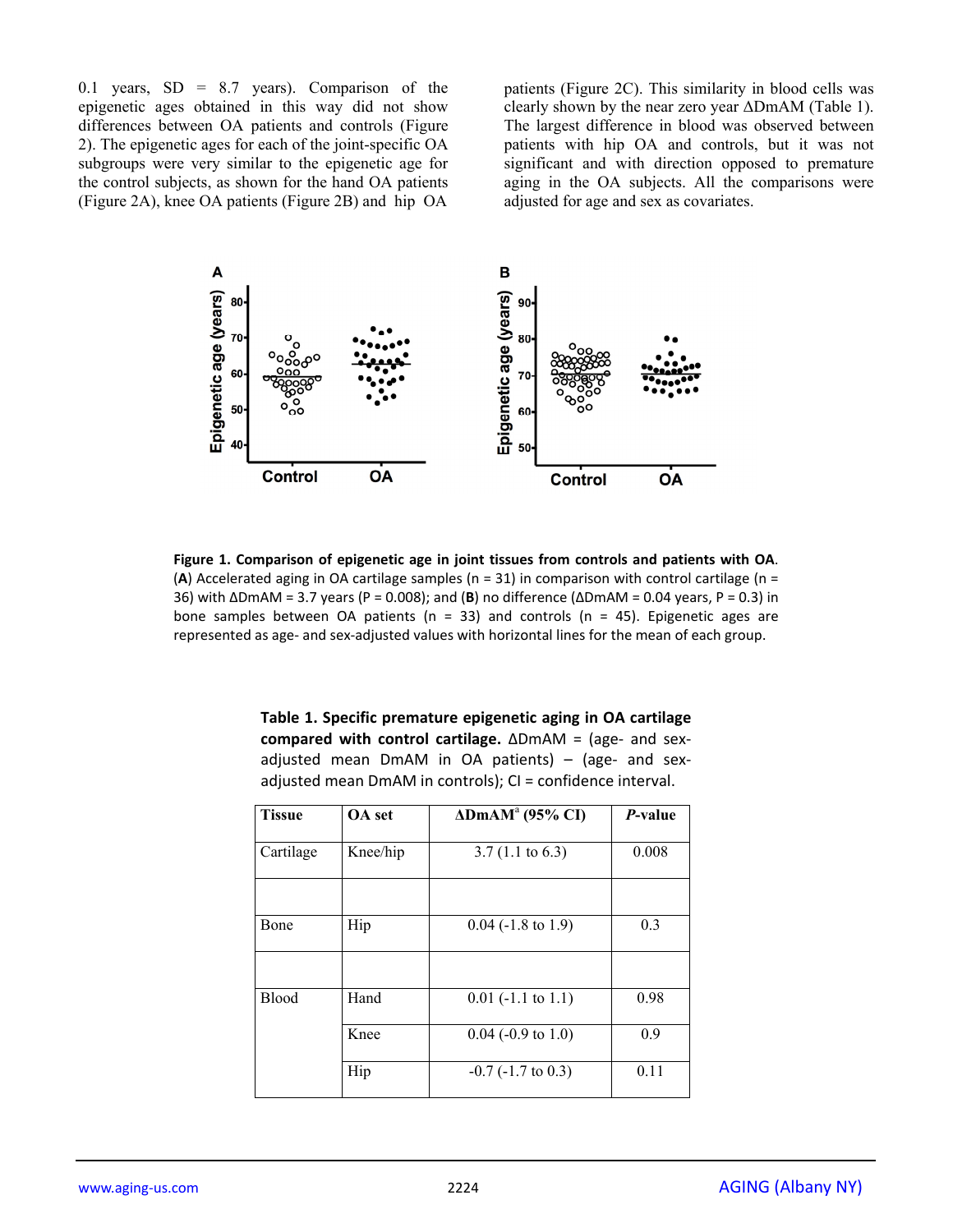0.1 years, SD = 8.7 years). Comparison of the epigenetic ages obtained in this way did not show differences between OA patients and controls (Figure 2). The epigenetic ages for each of the joint-specific OA subgroups were very similar to the epigenetic age for the control subjects, as shown for the hand OA patients (Figure 2A), knee OA patients (Figure 2B) and hip OA patients (Figure 2C). This similarity in blood cells was clearly shown by the near zero year ΔDmAM (Table 1). The largest difference in blood was observed between patients with hip OA and controls, but it was not significant and with direction opposed to premature aging in the OA subjects. All the comparisons were adjusted for age and sex as covariates.

**Figure 1. Comparison of epigenetic age in joint tissues from controls and patients with OA**. (**A**) Accelerated aging in OA cartilage samples (n = 31) in comparison with control cartilage (n = 36) with ΔDmAM = 3.7 years (P = 0.008); and (**B**) no difference (ΔDmAM = 0.04 years, P = 0.3) in bone samples between OA patients (n = 33) and controls (n = 45). Epigenetic ages are represented as age- and sex-adjusted values with horizontal lines for the mean of each group.

**Table 1. Specific premature epigenetic aging in OA cartilage compared with control cartilage.** ΔDmAM = (age- and sex-adjusted mean DmAM in OA patients) – (age- and sex-adjusted mean DmAM in controls); CI = confidence interval.

| Tissue | OA set | ΔDmAM[a] (95% CI) | *P*-value |
|---|---|---|---|
| Cartilage | Knee/hip | 3.7 (1.1 to 6.3) | 0.008 |
| | | | |
| Bone | Hip | 0.04 (-1.8 to 1.9) | 0.3 |
| | | | |
| Blood | Hand | 0.01 (-1.1 to 1.1) | 0.98 |
| | Knee | 0.04 (-0.9 to 1.0) | 0.9 |
| | Hip | -0.7 (-1.7 to 0.3) | 0.11 |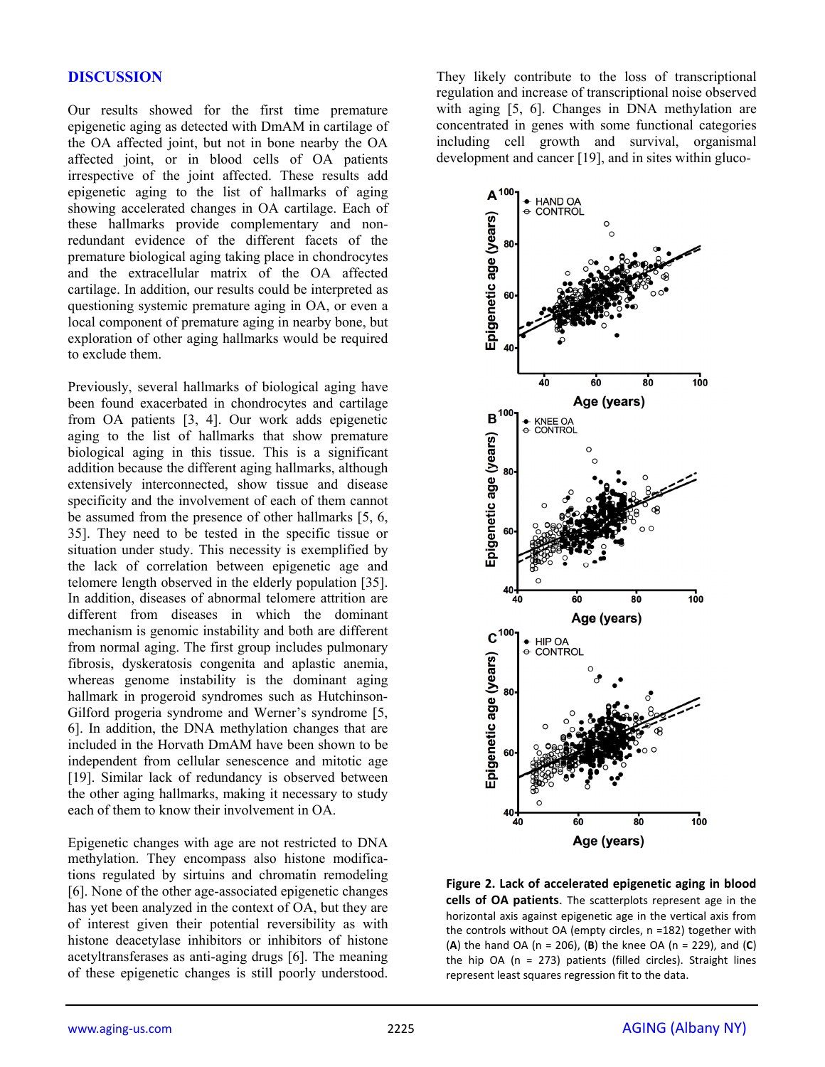## DISCUSSION

Our results showed for the first time premature epigenetic aging as detected with DmAM in cartilage of the OA affected joint, but not in bone nearby the OA affected joint, or in blood cells of OA patients irrespective of the joint affected. These results add epigenetic aging to the list of hallmarks of aging showing accelerated changes in OA cartilage. Each of these hallmarks provide complementary and non-redundant evidence of the different facets of the premature biological aging taking place in chondrocytes and the extracellular matrix of the OA affected cartilage. In addition, our results could be interpreted as questioning systemic premature aging in OA, or even a local component of premature aging in nearby bone, but exploration of other aging hallmarks would be required to exclude them.

Previously, several hallmarks of biological aging have been found exacerbated in chondrocytes and cartilage from OA patients [3, 4]. Our work adds epigenetic aging to the list of hallmarks that show premature biological aging in this tissue. This is a significant addition because the different aging hallmarks, although extensively interconnected, show tissue and disease specificity and the involvement of each of them cannot be assumed from the presence of other hallmarks [5, 6, 35]. They need to be tested in the specific tissue or situation under study. This necessity is exemplified by the lack of correlation between epigenetic age and telomere length observed in the elderly population [35]. In addition, diseases of abnormal telomere attrition are different from diseases in which the dominant mechanism is genomic instability and both are different from normal aging. The first group includes pulmonary fibrosis, dyskeratosis congenita and aplastic anemia, whereas genome instability is the dominant aging hallmark in progeroid syndromes such as Hutchinson-Gilford progeria syndrome and Werner's syndrome [5, 6]. In addition, the DNA methylation changes that are included in the Horvath DmAM have been shown to be independent from cellular senescence and mitotic age [19]. Similar lack of redundancy is observed between the other aging hallmarks, making it necessary to study each of them to know their involvement in OA.

Epigenetic changes with age are not restricted to DNA methylation. They encompass also histone modifications regulated by sirtuins and chromatin remodeling [6]. None of the other age-associated epigenetic changes has yet been analyzed in the context of OA, but they are of interest given their potential reversibility as with histone deacetylase inhibitors or inhibitors of histone acetyltransferases as anti-aging drugs [6]. The meaning of these epigenetic changes is still poorly understood. They likely contribute to the loss of transcriptional regulation and increase of transcriptional noise observed with aging [5, 6]. Changes in DNA methylation are concentrated in genes with some functional categories including cell growth and survival, organismal development and cancer [19], and in sites within gluco-

**Figure 2. Lack of accelerated epigenetic aging in blood cells of OA patients.** The scatterplots represent age in the horizontal axis against epigenetic age in the vertical axis from the controls without OA (empty circles, n =182) together with (**A**) the hand OA (n = 206), (**B**) the knee OA (n = 229), and (**C**) the hip OA (n = 273) patients (filled circles). Straight lines represent least squares regression fit to the data.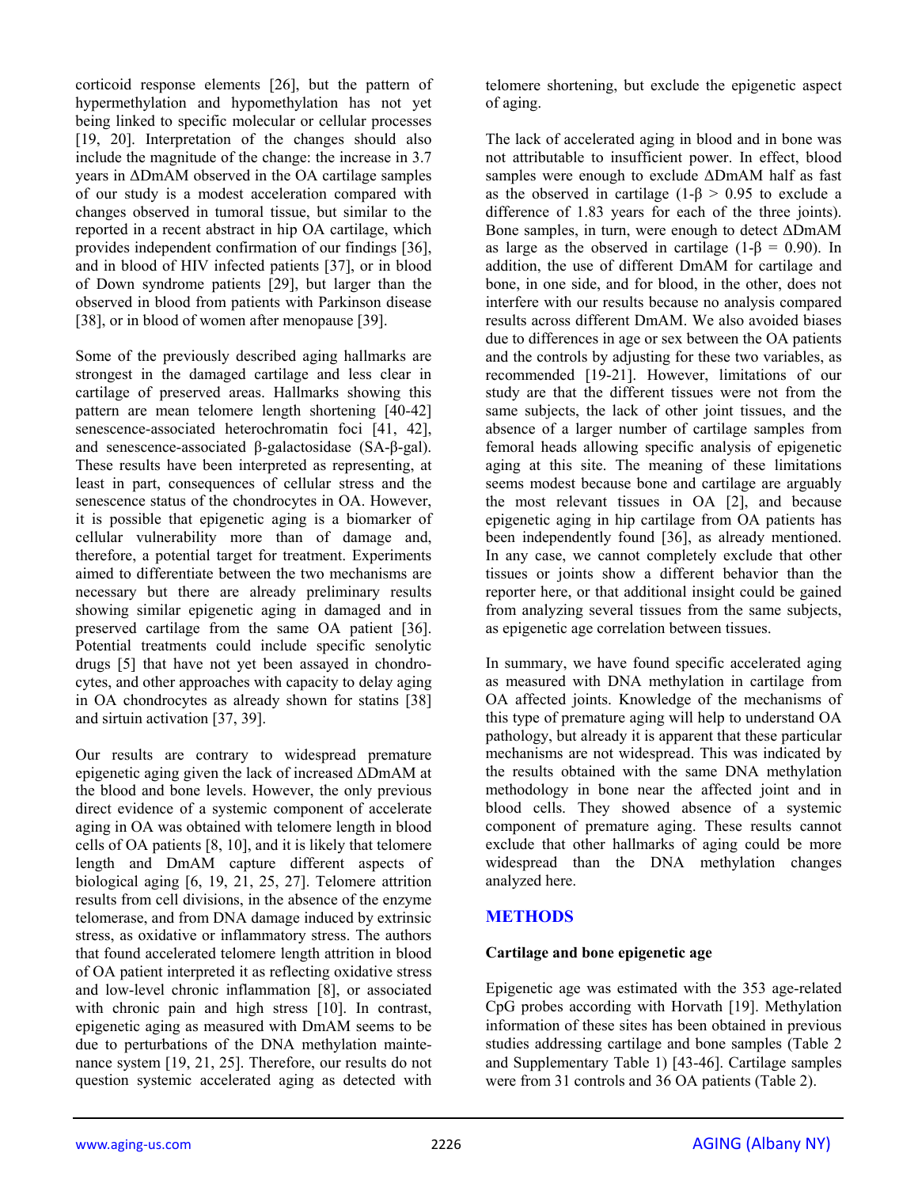corticoid response elements [26], but the pattern of hypermethylation and hypomethylation has not yet being linked to specific molecular or cellular processes [19, 20]. Interpretation of the changes should also include the magnitude of the change: the increase in 3.7 years in ΔDmAM observed in the OA cartilage samples of our study is a modest acceleration compared with changes observed in tumoral tissue, but similar to the reported in a recent abstract in hip OA cartilage, which provides independent confirmation of our findings [36], and in blood of HIV infected patients [37], or in blood of Down syndrome patients [29], but larger than the observed in blood from patients with Parkinson disease [38], or in blood of women after menopause [39].

Some of the previously described aging hallmarks are strongest in the damaged cartilage and less clear in cartilage of preserved areas. Hallmarks showing this pattern are mean telomere length shortening [40-42] senescence-associated heterochromatin foci [41, 42], and senescence-associated β-galactosidase (SA-β-gal). These results have been interpreted as representing, at least in part, consequences of cellular stress and the senescence status of the chondrocytes in OA. However, it is possible that epigenetic aging is a biomarker of cellular vulnerability more than of damage and, therefore, a potential target for treatment. Experiments aimed to differentiate between the two mechanisms are necessary but there are already preliminary results showing similar epigenetic aging in damaged and in preserved cartilage from the same OA patient [36]. Potential treatments could include specific senolytic drugs [5] that have not yet been assayed in chondrocytes, and other approaches with capacity to delay aging in OA chondrocytes as already shown for statins [38] and sirtuin activation [37, 39].

Our results are contrary to widespread premature epigenetic aging given the lack of increased ΔDmAM at the blood and bone levels. However, the only previous direct evidence of a systemic component of accelerate aging in OA was obtained with telomere length in blood cells of OA patients [8, 10], and it is likely that telomere length and DmAM capture different aspects of biological aging [6, 19, 21, 25, 27]. Telomere attrition results from cell divisions, in the absence of the enzyme telomerase, and from DNA damage induced by extrinsic stress, as oxidative or inflammatory stress. The authors that found accelerated telomere length attrition in blood of OA patient interpreted it as reflecting oxidative stress and low-level chronic inflammation [8], or associated with chronic pain and high stress [10]. In contrast, epigenetic aging as measured with DmAM seems to be due to perturbations of the DNA methylation maintenance system [19, 21, 25]. Therefore, our results do not question systemic accelerated aging as detected with telomere shortening, but exclude the epigenetic aspect of aging.

The lack of accelerated aging in blood and in bone was not attributable to insufficient power. In effect, blood samples were enough to exclude ΔDmAM half as fast as the observed in cartilage ($1-\beta > 0.95$ to exclude a difference of 1.83 years for each of the three joints). Bone samples, in turn, were enough to detect ΔDmAM as large as the observed in cartilage ($1-\beta = 0.90$). In addition, the use of different DmAM for cartilage and bone, in one side, and for blood, in the other, does not interfere with our results because no analysis compared results across different DmAM. We also avoided biases due to differences in age or sex between the OA patients and the controls by adjusting for these two variables, as recommended [19-21]. However, limitations of our study are that the different tissues were not from the same subjects, the lack of other joint tissues, and the absence of a larger number of cartilage samples from femoral heads allowing specific analysis of epigenetic aging at this site. The meaning of these limitations seems modest because bone and cartilage are arguably the most relevant tissues in OA [2], and because epigenetic aging in hip cartilage from OA patients has been independently found [36], as already mentioned. In any case, we cannot completely exclude that other tissues or joints show a different behavior than the reporter here, or that additional insight could be gained from analyzing several tissues from the same subjects, as epigenetic age correlation between tissues.

In summary, we have found specific accelerated aging as measured with DNA methylation in cartilage from OA affected joints. Knowledge of the mechanisms of this type of premature aging will help to understand OA pathology, but already it is apparent that these particular mechanisms are not widespread. This was indicated by the results obtained with the same DNA methylation methodology in bone near the affected joint and in blood cells. They showed absence of a systemic component of premature aging. These results cannot exclude that other hallmarks of aging could be more widespread than the DNA methylation changes analyzed here.

## METHODS

### Cartilage and bone epigenetic age

Epigenetic age was estimated with the 353 age-related CpG probes according with Horvath [19]. Methylation information of these sites has been obtained in previous studies addressing cartilage and bone samples (Table 2 and Supplementary Table 1) [43-46]. Cartilage samples were from 31 controls and 36 OA patients (Table 2).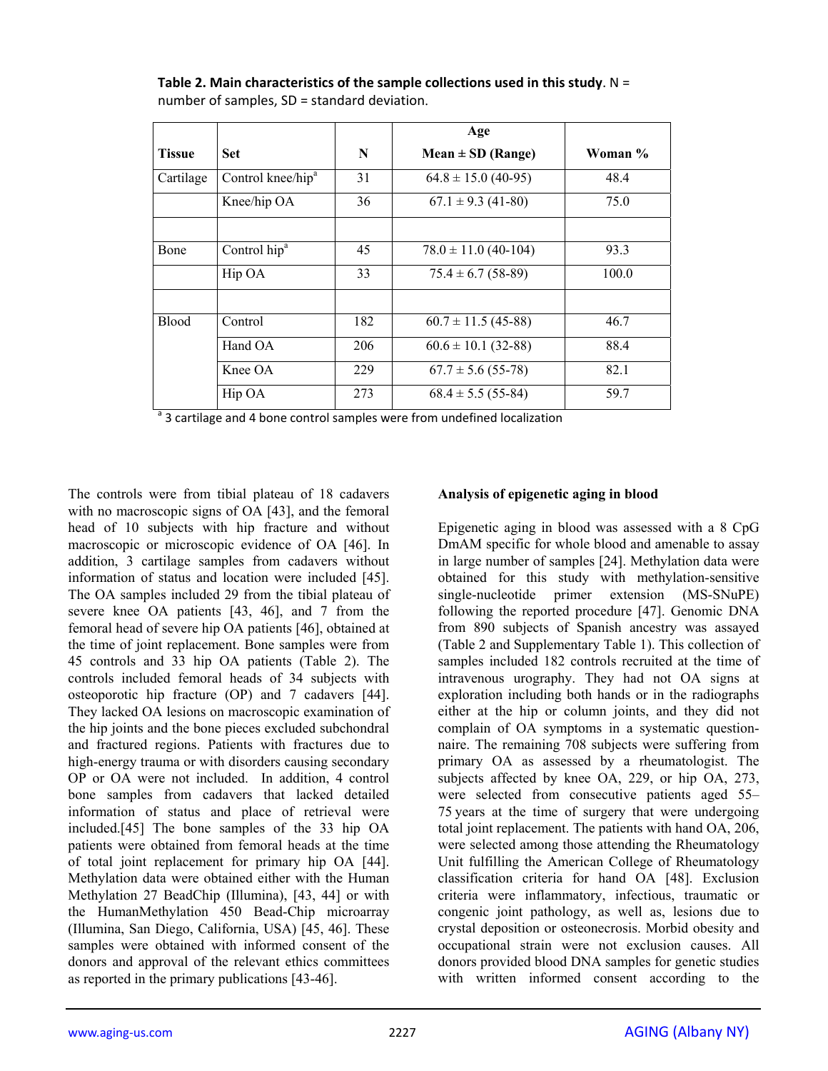**Table 2. Main characteristics of the sample collections used in this study**. N = number of samples, SD = standard deviation.

| Tissue | Set | N | Age Mean ± SD (Range) | Woman % |
|---|---|---|---|---|
| Cartilage | Control knee/hip[a] | 31 | 64.8 ± 15.0 (40-95) | 48.4 |
| | Knee/hip OA | 36 | 67.1 ± 9.3 (41-80) | 75.0 |
| | | | | |
| Bone | Control hip[a] | 45 | 78.0 ± 11.0 (40-104) | 93.3 |
| | Hip OA | 33 | 75.4 ± 6.7 (58-89) | 100.0 |
| | | | | |
| Blood | Control | 182 | 60.7 ± 11.5 (45-88) | 46.7 |
| | Hand OA | 206 | 60.6 ± 10.1 (32-88) | 88.4 |
| | Knee OA | 229 | 67.7 ± 5.6 (55-78) | 82.1 |
| | Hip OA | 273 | 68.4 ± 5.5 (55-84) | 59.7 |

[a] 3 cartilage and 4 bone control samples were from undefined localization

The controls were from tibial plateau of 18 cadavers with no macroscopic signs of OA [43], and the femoral head of 10 subjects with hip fracture and without macroscopic or microscopic evidence of OA [46]. In addition, 3 cartilage samples from cadavers without information of status and location were included [45]. The OA samples included 29 from the tibial plateau of severe knee OA patients [43, 46], and 7 from the femoral head of severe hip OA patients [46], obtained at the time of joint replacement. Bone samples were from 45 controls and 33 hip OA patients (Table 2). The controls included femoral heads of 34 subjects with osteoporotic hip fracture (OP) and 7 cadavers [44]. They lacked OA lesions on macroscopic examination of the hip joints and the bone pieces excluded subchondral and fractured regions. Patients with fractures due to high-energy trauma or with disorders causing secondary OP or OA were not included. In addition, 4 control bone samples from cadavers that lacked detailed information of status and place of retrieval were included.[45] The bone samples of the 33 hip OA patients were obtained from femoral heads at the time of total joint replacement for primary hip OA [44]. Methylation data were obtained either with the Human Methylation 27 BeadChip (Illumina), [43, 44] or with the HumanMethylation 450 Bead-Chip microarray (Illumina, San Diego, California, USA) [45, 46]. These samples were obtained with informed consent of the donors and approval of the relevant ethics committees as reported in the primary publications [43-46].

**Analysis of epigenetic aging in blood**

Epigenetic aging in blood was assessed with a 8 CpG DmAM specific for whole blood and amenable to assay in large number of samples [24]. Methylation data were obtained for this study with methylation-sensitive single-nucleotide primer extension (MS-SNuPE) following the reported procedure [47]. Genomic DNA from 890 subjects of Spanish ancestry was assayed (Table 2 and Supplementary Table 1). This collection of samples included 182 controls recruited at the time of intravenous urography. They had not OA signs at exploration including both hands or in the radiographs either at the hip or column joints, and they did not complain of OA symptoms in a systematic questionnaire. The remaining 708 subjects were suffering from primary OA as assessed by a rheumatologist. The subjects affected by knee OA, 229, or hip OA, 273, were selected from consecutive patients aged 55–75 years at the time of surgery that were undergoing total joint replacement. The patients with hand OA, 206, were selected among those attending the Rheumatology Unit fulfilling the American College of Rheumatology classification criteria for hand OA [48]. Exclusion criteria were inflammatory, infectious, traumatic or congenic joint pathology, as well as, lesions due to crystal deposition or osteonecrosis. Morbid obesity and occupational strain were not exclusion causes. All donors provided blood DNA samples for genetic studies with written informed consent according to the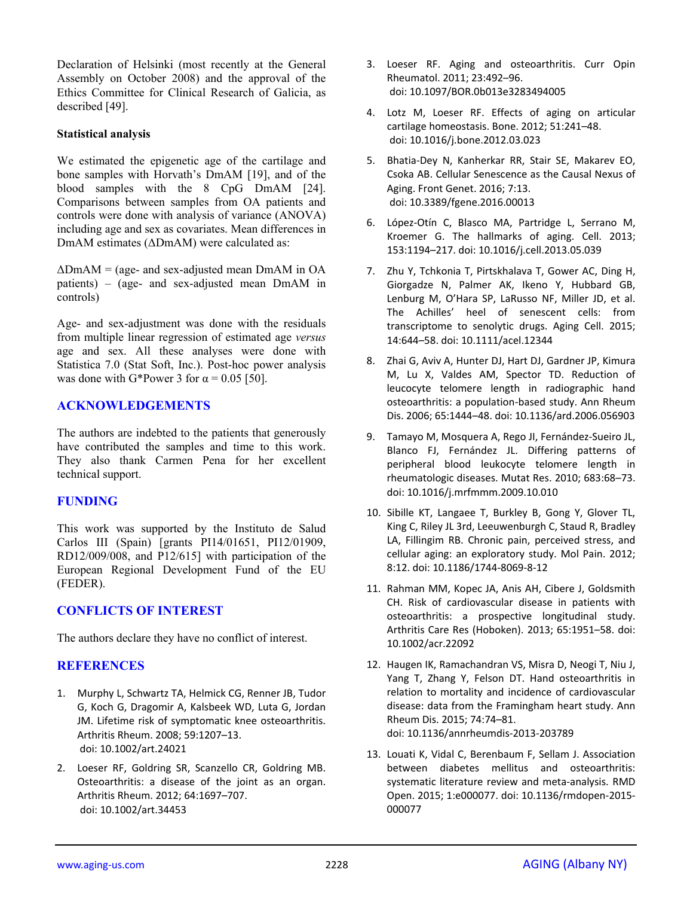Declaration of Helsinki (most recently at the General Assembly on October 2008) and the approval of the Ethics Committee for Clinical Research of Galicia, as described [49].

### Statistical analysis

We estimated the epigenetic age of the cartilage and bone samples with Horvath's DmAM [19], and of the blood samples with the 8 CpG DmAM [24]. Comparisons between samples from OA patients and controls were done with analysis of variance (ANOVA) including age and sex as covariates. Mean differences in DmAM estimates (ΔDmAM) were calculated as:

ΔDmAM = (age- and sex-adjusted mean DmAM in OA patients) – (age- and sex-adjusted mean DmAM in controls)

Age- and sex-adjustment was done with the residuals from multiple linear regression of estimated age *versus* age and sex. All these analyses were done with Statistica 7.0 (Stat Soft, Inc.). Post-hoc power analysis was done with G*Power 3 for $\alpha = 0.05$ [50].

## ACKNOWLEDGEMENTS

The authors are indebted to the patients that generously have contributed the samples and time to this work. They also thank Carmen Pena for her excellent technical support.

## FUNDING

This work was supported by the Instituto de Salud Carlos III (Spain) [grants PI14/01651, PI12/01909, RD12/009/008, and P12/615] with participation of the European Regional Development Fund of the EU (FEDER).

## CONFLICTS OF INTEREST

The authors declare they have no conflict of interest.

## REFERENCES

1. Murphy L, Schwartz TA, Helmick CG, Renner JB, Tudor G, Koch G, Dragomir A, Kalsbeek WD, Luta G, Jordan JM. Lifetime risk of symptomatic knee osteoarthritis. Arthritis Rheum. 2008; 59:1207–13. doi: 10.1002/art.24021

2. Loeser RF, Goldring SR, Scanzello CR, Goldring MB. Osteoarthritis: a disease of the joint as an organ. Arthritis Rheum. 2012; 64:1697–707. doi: 10.1002/art.34453

3. Loeser RF. Aging and osteoarthritis. Curr Opin Rheumatol. 2011; 23:492–96. doi: 10.1097/BOR.0b013e3283494005

4. Lotz M, Loeser RF. Effects of aging on articular cartilage homeostasis. Bone. 2012; 51:241–48. doi: 10.1016/j.bone.2012.03.023

5. Bhatia-Dey N, Kanherkar RR, Stair SE, Makarev EO, Csoka AB. Cellular Senescence as the Causal Nexus of Aging. Front Genet. 2016; 7:13. doi: 10.3389/fgene.2016.00013

6. López-Otín C, Blasco MA, Partridge L, Serrano M, Kroemer G. The hallmarks of aging. Cell. 2013; 153:1194–217. doi: 10.1016/j.cell.2013.05.039

7. Zhu Y, Tchkonia T, Pirtskhalava T, Gower AC, Ding H, Giorgadze N, Palmer AK, Ikeno Y, Hubbard GB, Lenburg M, O'Hara SP, LaRusso NF, Miller JD, et al. The Achilles' heel of senescent cells: from transcriptome to senolytic drugs. Aging Cell. 2015; 14:644–58. doi: 10.1111/acel.12344

8. Zhai G, Aviv A, Hunter DJ, Hart DJ, Gardner JP, Kimura M, Lu X, Valdes AM, Spector TD. Reduction of leucocyte telomere length in radiographic hand osteoarthritis: a population-based study. Ann Rheum Dis. 2006; 65:1444–48. doi: 10.1136/ard.2006.056903

9. Tamayo M, Mosquera A, Rego JI, Fernández-Sueiro JL, Blanco FJ, Fernández JL. Differing patterns of peripheral blood leukocyte telomere length in rheumatologic diseases. Mutat Res. 2010; 683:68–73. doi: 10.1016/j.mrfmmm.2009.10.010

10. Sibille KT, Langaee T, Burkley B, Gong Y, Glover TL, King C, Riley JL 3rd, Leeuwenburgh C, Staud R, Bradley LA, Fillingim RB. Chronic pain, perceived stress, and cellular aging: an exploratory study. Mol Pain. 2012; 8:12. doi: 10.1186/1744-8069-8-12

11. Rahman MM, Kopec JA, Anis AH, Cibere J, Goldsmith CH. Risk of cardiovascular disease in patients with osteoarthritis: a prospective longitudinal study. Arthritis Care Res (Hoboken). 2013; 65:1951–58. doi: 10.1002/acr.22092

12. Haugen IK, Ramachandran VS, Misra D, Neogi T, Niu J, Yang T, Zhang Y, Felson DT. Hand osteoarthritis in relation to mortality and incidence of cardiovascular disease: data from the Framingham heart study. Ann Rheum Dis. 2015; 74:74–81. doi: 10.1136/annrheumdis-2013-203789

13. Louati K, Vidal C, Berenbaum F, Sellam J. Association between diabetes mellitus and osteoarthritis: systematic literature review and meta-analysis. RMD Open. 2015; 1:e000077. doi: 10.1136/rmdopen-2015-000077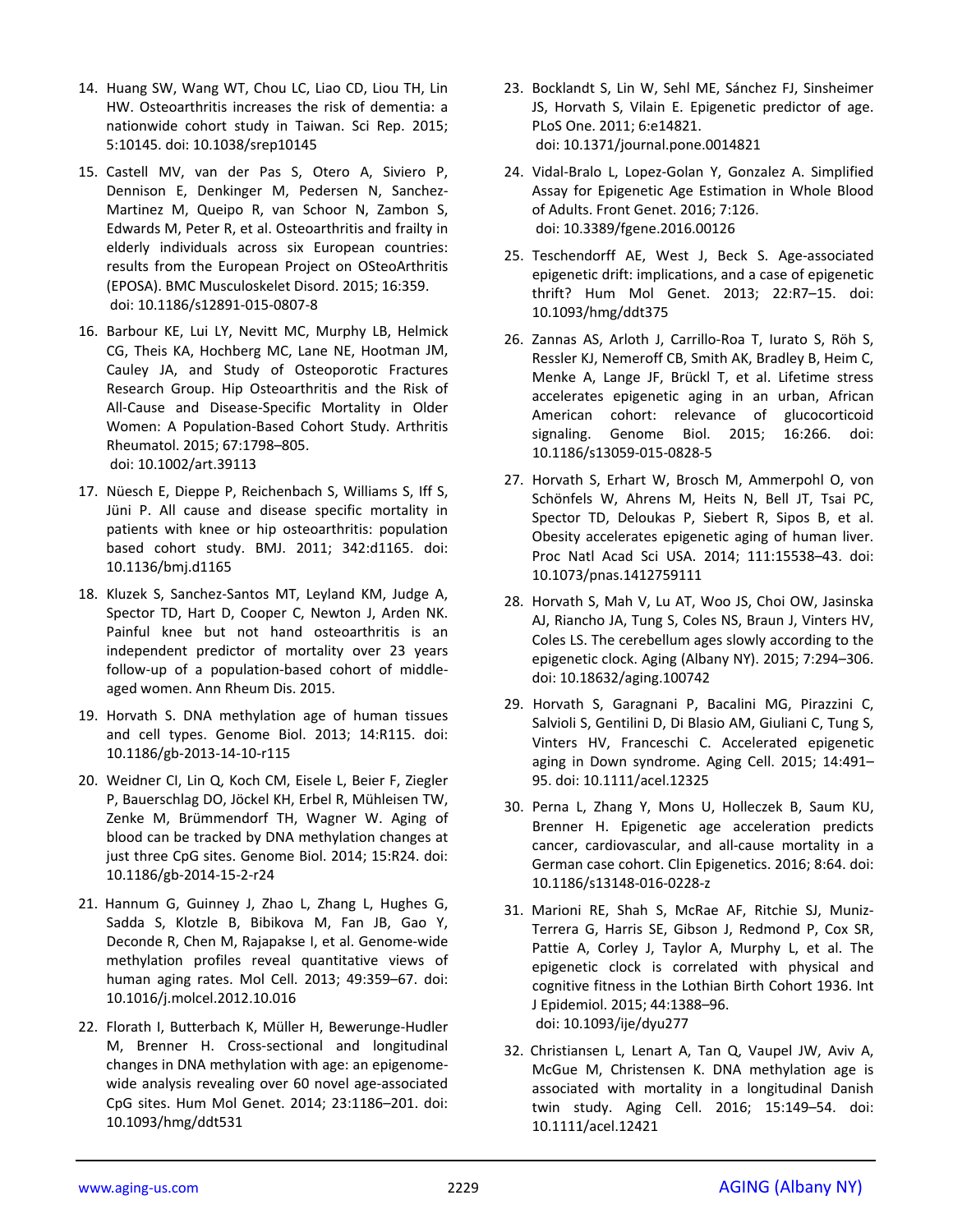14. Huang SW, Wang WT, Chou LC, Liao CD, Liou TH, Lin HW. Osteoarthritis increases the risk of dementia: a nationwide cohort study in Taiwan. Sci Rep. 2015; 5:10145. doi: 10.1038/srep10145

15. Castell MV, van der Pas S, Otero A, Siviero P, Dennison E, Denkinger M, Pedersen N, Sanchez-Martinez M, Queipo R, van Schoor N, Zambon S, Edwards M, Peter R, et al. Osteoarthritis and frailty in elderly individuals across six European countries: results from the European Project on OSteoArthritis (EPOSA). BMC Musculoskelet Disord. 2015; 16:359. doi: 10.1186/s12891-015-0807-8

16. Barbour KE, Lui LY, Nevitt MC, Murphy LB, Helmick CG, Theis KA, Hochberg MC, Lane NE, Hootman JM, Cauley JA, and Study of Osteoporotic Fractures Research Group. Hip Osteoarthritis and the Risk of All-Cause and Disease-Specific Mortality in Older Women: A Population-Based Cohort Study. Arthritis Rheumatol. 2015; 67:1798–805. doi: 10.1002/art.39113

17. Nüesch E, Dieppe P, Reichenbach S, Williams S, Iff S, Jüni P. All cause and disease specific mortality in patients with knee or hip osteoarthritis: population based cohort study. BMJ. 2011; 342:d1165. doi: 10.1136/bmj.d1165

18. Kluzek S, Sanchez-Santos MT, Leyland KM, Judge A, Spector TD, Hart D, Cooper C, Newton J, Arden NK. Painful knee but not hand osteoarthritis is an independent predictor of mortality over 23 years follow-up of a population-based cohort of middle-aged women. Ann Rheum Dis. 2015.

19. Horvath S. DNA methylation age of human tissues and cell types. Genome Biol. 2013; 14:R115. doi: 10.1186/gb-2013-14-10-r115

20. Weidner CI, Lin Q, Koch CM, Eisele L, Beier F, Ziegler P, Bauerschlag DO, Jöckel KH, Erbel R, Mühleisen TW, Zenke M, Brümmendorf TH, Wagner W. Aging of blood can be tracked by DNA methylation changes at just three CpG sites. Genome Biol. 2014; 15:R24. doi: 10.1186/gb-2014-15-2-r24

21. Hannum G, Guinney J, Zhao L, Zhang L, Hughes G, Sadda S, Klotzle B, Bibikova M, Fan JB, Gao Y, Deconde R, Chen M, Rajapakse I, et al. Genome-wide methylation profiles reveal quantitative views of human aging rates. Mol Cell. 2013; 49:359–67. doi: 10.1016/j.molcel.2012.10.016

22. Florath I, Butterbach K, Müller H, Bewerunge-Hudler M, Brenner H. Cross-sectional and longitudinal changes in DNA methylation with age: an epigenome-wide analysis revealing over 60 novel age-associated CpG sites. Hum Mol Genet. 2014; 23:1186–201. doi: 10.1093/hmg/ddt531

23. Bocklandt S, Lin W, Sehl ME, Sánchez FJ, Sinsheimer JS, Horvath S, Vilain E. Epigenetic predictor of age. PLoS One. 2011; 6:e14821. doi: 10.1371/journal.pone.0014821

24. Vidal-Bralo L, Lopez-Golan Y, Gonzalez A. Simplified Assay for Epigenetic Age Estimation in Whole Blood of Adults. Front Genet. 2016; 7:126. doi: 10.3389/fgene.2016.00126

25. Teschendorff AE, West J, Beck S. Age-associated epigenetic drift: implications, and a case of epigenetic thrift? Hum Mol Genet. 2013; 22:R7–15. doi: 10.1093/hmg/ddt375

26. Zannas AS, Arloth J, Carrillo-Roa T, Iurato S, Röh S, Ressler KJ, Nemeroff CB, Smith AK, Bradley B, Heim C, Menke A, Lange JF, Brückl T, et al. Lifetime stress accelerates epigenetic aging in an urban, African American cohort: relevance of glucocorticoid signaling. Genome Biol. 2015; 16:266. doi: 10.1186/s13059-015-0828-5

27. Horvath S, Erhart W, Brosch M, Ammerpohl O, von Schönfels W, Ahrens M, Heits N, Bell JT, Tsai PC, Spector TD, Deloukas P, Siebert R, Sipos B, et al. Obesity accelerates epigenetic aging of human liver. Proc Natl Acad Sci USA. 2014; 111:15538–43. doi: 10.1073/pnas.1412759111

28. Horvath S, Mah V, Lu AT, Woo JS, Choi OW, Jasinska AJ, Riancho JA, Tung S, Coles NS, Braun J, Vinters HV, Coles LS. The cerebellum ages slowly according to the epigenetic clock. Aging (Albany NY). 2015; 7:294–306. doi: 10.18632/aging.100742

29. Horvath S, Garagnani P, Bacalini MG, Pirazzini C, Salvioli S, Gentilini D, Di Blasio AM, Giuliani C, Tung S, Vinters HV, Franceschi C. Accelerated epigenetic aging in Down syndrome. Aging Cell. 2015; 14:491–95. doi: 10.1111/acel.12325

30. Perna L, Zhang Y, Mons U, Holleczek B, Saum KU, Brenner H. Epigenetic age acceleration predicts cancer, cardiovascular, and all-cause mortality in a German case cohort. Clin Epigenetics. 2016; 8:64. doi: 10.1186/s13148-016-0228-z

31. Marioni RE, Shah S, McRae AF, Ritchie SJ, Muniz-Terrera G, Harris SE, Gibson J, Redmond P, Cox SR, Pattie A, Corley J, Taylor A, Murphy L, et al. The epigenetic clock is correlated with physical and cognitive fitness in the Lothian Birth Cohort 1936. Int J Epidemiol. 2015; 44:1388–96. doi: 10.1093/ije/dyu277

32. Christiansen L, Lenart A, Tan Q, Vaupel JW, Aviv A, McGue M, Christensen K. DNA methylation age is associated with mortality in a longitudinal Danish twin study. Aging Cell. 2016; 15:149–54. doi: 10.1111/acel.12421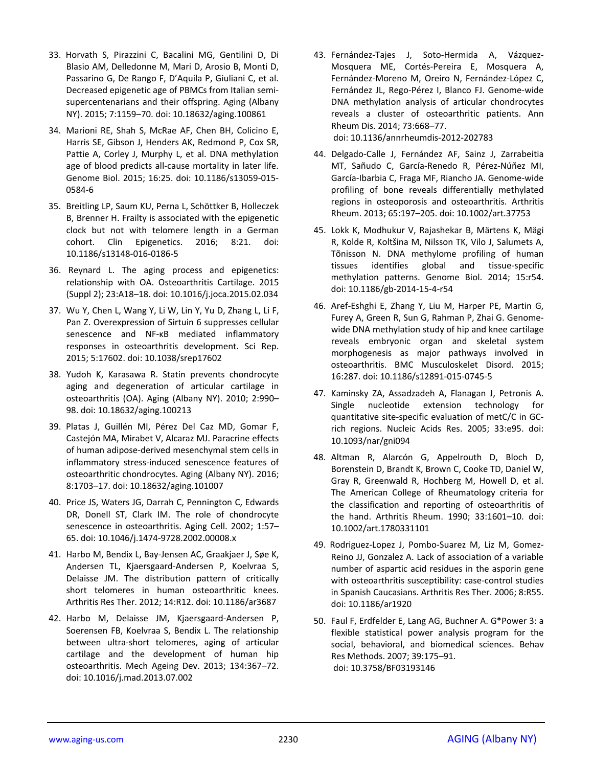33. Horvath S, Pirazzini C, Bacalini MG, Gentilini D, Di Blasio AM, Delledonne M, Mari D, Arosio B, Monti D, Passarino G, De Rango F, D'Aquila P, Giuliani C, et al. Decreased epigenetic age of PBMCs from Italian semi-supercentenarians and their offspring. Aging (Albany NY). 2015; 7:1159–70. doi: 10.18632/aging.100861

34. Marioni RE, Shah S, McRae AF, Chen BH, Colicino E, Harris SE, Gibson J, Henders AK, Redmond P, Cox SR, Pattie A, Corley J, Murphy L, et al. DNA methylation age of blood predicts all-cause mortality in later life. Genome Biol. 2015; 16:25. doi: 10.1186/s13059-015-0584-6

35. Breitling LP, Saum KU, Perna L, Schöttker B, Holleczek B, Brenner H. Frailty is associated with the epigenetic clock but not with telomere length in a German cohort. Clin Epigenetics. 2016; 8:21. doi: 10.1186/s13148-016-0186-5

36. Reynard L. The aging process and epigenetics: relationship with OA. Osteoarthritis Cartilage. 2015 (Suppl 2); 23:A18–18. doi: 10.1016/j.joca.2015.02.034

37. Wu Y, Chen L, Wang Y, Li W, Lin Y, Yu D, Zhang L, Li F, Pan Z. Overexpression of Sirtuin 6 suppresses cellular senescence and NF-κB mediated inflammatory responses in osteoarthritis development. Sci Rep. 2015; 5:17602. doi: 10.1038/srep17602

38. Yudoh K, Karasawa R. Statin prevents chondrocyte aging and degeneration of articular cartilage in osteoarthritis (OA). Aging (Albany NY). 2010; 2:990–98. doi: 10.18632/aging.100213

39. Platas J, Guillén MI, Pérez Del Caz MD, Gomar F, Castejón MA, Mirabet V, Alcaraz MJ. Paracrine effects of human adipose-derived mesenchymal stem cells in inflammatory stress-induced senescence features of osteoarthritic chondrocytes. Aging (Albany NY). 2016; 8:1703–17. doi: 10.18632/aging.101007

40. Price JS, Waters JG, Darrah C, Pennington C, Edwards DR, Donell ST, Clark IM. The role of chondrocyte senescence in osteoarthritis. Aging Cell. 2002; 1:57–65. doi: 10.1046/j.1474-9728.2002.00008.x

41. Harbo M, Bendix L, Bay-Jensen AC, Graakjaer J, Søe K, Andersen TL, Kjaersgaard-Andersen P, Koelvraa S, Delaisse JM. The distribution pattern of critically short telomeres in human osteoarthritic knees. Arthritis Res Ther. 2012; 14:R12. doi: 10.1186/ar3687

42. Harbo M, Delaisse JM, Kjaersgaard-Andersen P, Soerensen FB, Koelvraa S, Bendix L. The relationship between ultra-short telomeres, aging of articular cartilage and the development of human hip osteoarthritis. Mech Ageing Dev. 2013; 134:367–72. doi: 10.1016/j.mad.2013.07.002

43. Fernández-Tajes J, Soto-Hermida A, Vázquez-Mosquera ME, Cortés-Pereira E, Mosquera A, Fernández-Moreno M, Oreiro N, Fernández-López C, Fernández JL, Rego-Pérez I, Blanco FJ. Genome-wide DNA methylation analysis of articular chondrocytes reveals a cluster of osteoarthritic patients. Ann Rheum Dis. 2014; 73:668–77. doi: 10.1136/annrheumdis-2012-202783

44. Delgado-Calle J, Fernández AF, Sainz J, Zarrabeitia MT, Sañudo C, García-Renedo R, Pérez-Núñez MI, García-Ibarbia C, Fraga MF, Riancho JA. Genome-wide profiling of bone reveals differentially methylated regions in osteoporosis and osteoarthritis. Arthritis Rheum. 2013; 65:197–205. doi: 10.1002/art.37753

45. Lokk K, Modhukur V, Rajashekar B, Märtens K, Mägi R, Kolde R, Koltšina M, Nilsson TK, Vilo J, Salumets A, Tõnisson N. DNA methylome profiling of human tissues identifies global and tissue-specific methylation patterns. Genome Biol. 2014; 15:r54. doi: 10.1186/gb-2014-15-4-r54

46. Aref-Eshghi E, Zhang Y, Liu M, Harper PE, Martin G, Furey A, Green R, Sun G, Rahman P, Zhai G. Genome-wide DNA methylation study of hip and knee cartilage reveals embryonic organ and skeletal system morphogenesis as major pathways involved in osteoarthritis. BMC Musculoskelet Disord. 2015; 16:287. doi: 10.1186/s12891-015-0745-5

47. Kaminsky ZA, Assadzadeh A, Flanagan J, Petronis A. Single nucleotide extension technology for quantitative site-specific evaluation of metC/C in GC-rich regions. Nucleic Acids Res. 2005; 33:e95. doi: 10.1093/nar/gni094

48. Altman R, Alarcón G, Appelrouth D, Bloch D, Borenstein D, Brandt K, Brown C, Cooke TD, Daniel W, Gray R, Greenwald R, Hochberg M, Howell D, et al. The American College of Rheumatology criteria for the classification and reporting of osteoarthritis of the hand. Arthritis Rheum. 1990; 33:1601–10. doi: 10.1002/art.1780331101

49. Rodriguez-Lopez J, Pombo-Suarez M, Liz M, Gomez-Reino JJ, Gonzalez A. Lack of association of a variable number of aspartic acid residues in the asporin gene with osteoarthritis susceptibility: case-control studies in Spanish Caucasians. Arthritis Res Ther. 2006; 8:R55. doi: 10.1186/ar1920

50. Faul F, Erdfelder E, Lang AG, Buchner A. G*Power 3: a flexible statistical power analysis program for the social, behavioral, and biomedical sciences. Behav Res Methods. 2007; 39:175–91. doi: 10.3758/BF03193146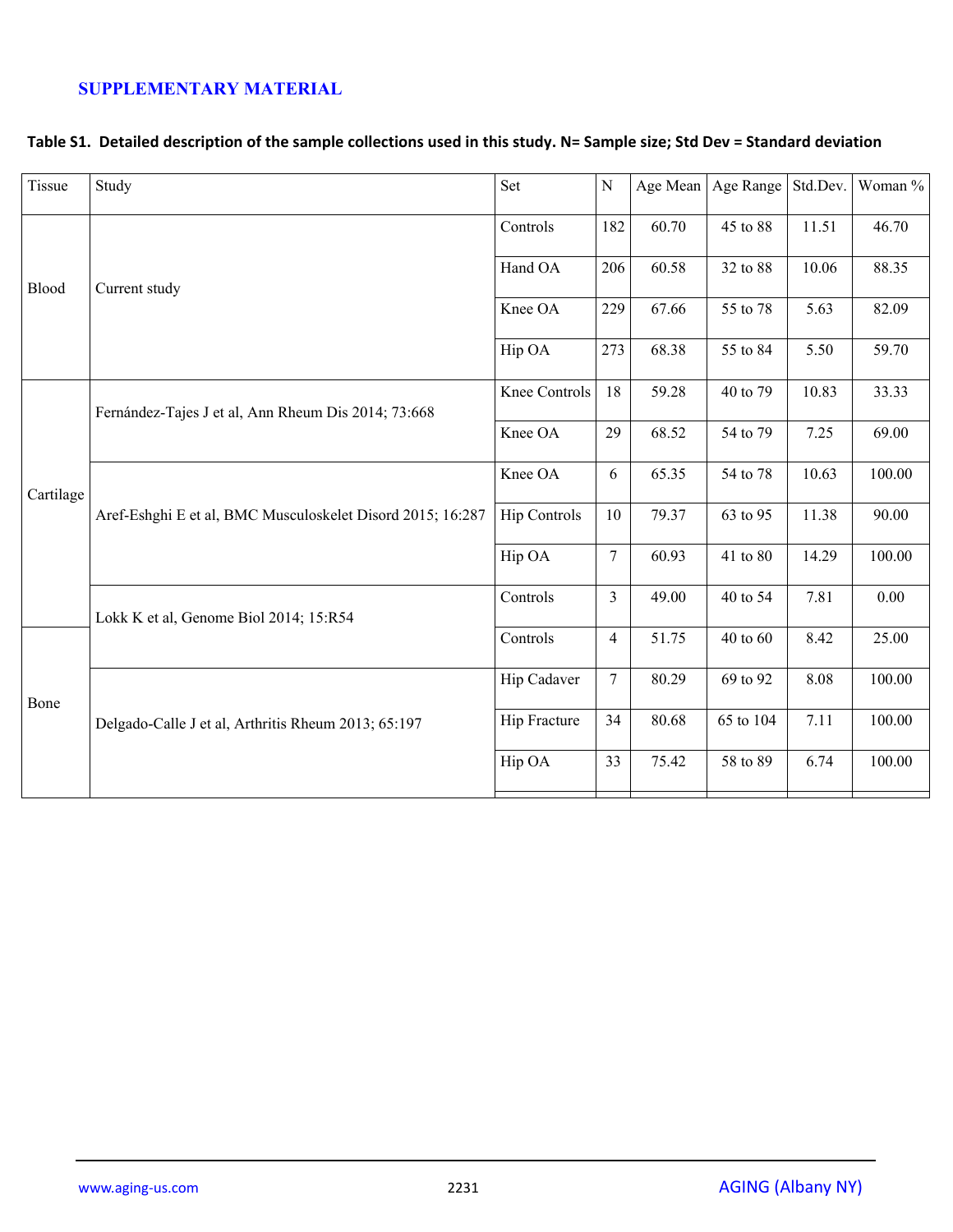## SUPPLEMENTARY MATERIAL

**Table S1. Detailed description of the sample collections used in this study. N= Sample size; Std Dev = Standard deviation**

| Tissue | Study | Set | N | Age Mean | Age Range | Std.Dev. | Woman % |
|---|---|---|---|---|---|---|---|
| Blood | Current study | Controls | 182 | 60.70 | 45 to 88 | 11.51 | 46.70 |
| | | Hand OA | 206 | 60.58 | 32 to 88 | 10.06 | 88.35 |
| | | Knee OA | 229 | 67.66 | 55 to 78 | 5.63 | 82.09 |
| | | Hip OA | 273 | 68.38 | 55 to 84 | 5.50 | 59.70 |
| Cartilage | Fernández-Tajes J et al, Ann Rheum Dis 2014; 73:668 | Knee Controls | 18 | 59.28 | 40 to 79 | 10.83 | 33.33 |
| | | Knee OA | 29 | 68.52 | 54 to 79 | 7.25 | 69.00 |
| | Aref-Eshghi E et al, BMC Musculoskelet Disord 2015; 16:287 | Knee OA | 6 | 65.35 | 54 to 78 | 10.63 | 100.00 |
| | | Hip Controls | 10 | 79.37 | 63 to 95 | 11.38 | 90.00 |
| | | Hip OA | 7 | 60.93 | 41 to 80 | 14.29 | 100.00 |
| | Lokk K et al, Genome Biol 2014; 15:R54 | Controls | 3 | 49.00 | 40 to 54 | 7.81 | 0.00 |
| Bone | | Controls | 4 | 51.75 | 40 to 60 | 8.42 | 25.00 |
| | Delgado-Calle J et al, Arthritis Rheum 2013; 65:197 | Hip Cadaver | 7 | 80.29 | 69 to 92 | 8.08 | 100.00 |
| | | Hip Fracture | 34 | 80.68 | 65 to 104 | 7.11 | 100.00 |
| | | Hip OA | 33 | 75.42 | 58 to 89 | 6.74 | 100.00 |